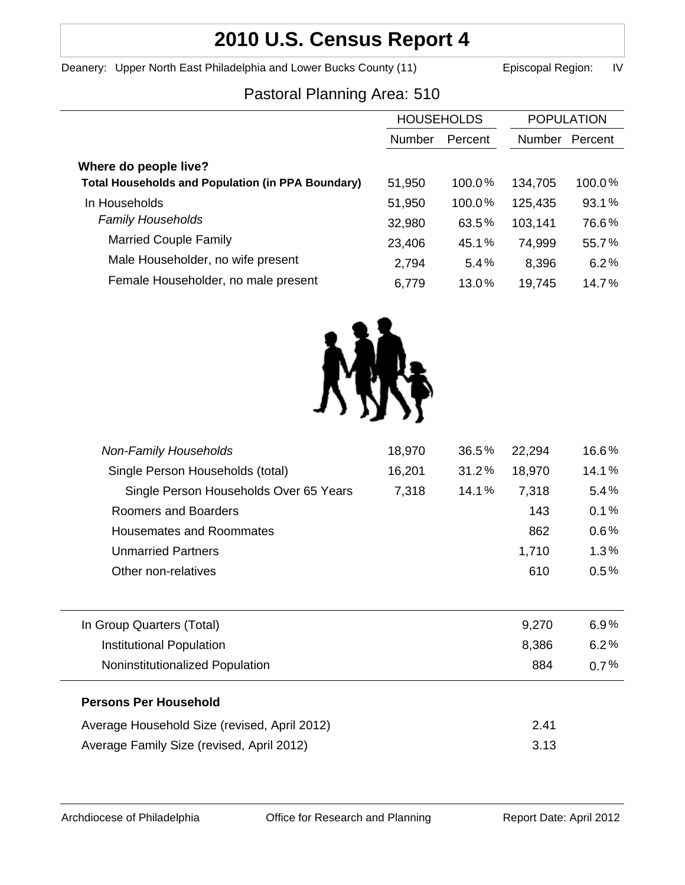# 2010 U.S. Census Report 4

Deanery: Upper North East Philadelphia and Lower Bucks County (11) Episcopal Region: IV

## Pastoral Planning Area: 510

| | HOUSEHOLDS | | POPULATION | |
|---|---|---|---|---|
| | Number | Percent | Number | Percent |
| **Where do people live?** | | | | |
| **Total Households and Population (in PPA Boundary)** | 51,950 | 100.0% | 134,705 | 100.0% |
| In Households | 51,950 | 100.0% | 125,435 | 93.1% |
| *Family Households* | 32,980 | 63.5% | 103,141 | 76.6% |
| Married Couple Family | 23,406 | 45.1% | 74,999 | 55.7% |
| Male Householder, no wife present | 2,794 | 5.4% | 8,396 | 6.2% |
| Female Householder, no male present | 6,779 | 13.0% | 19,745 | 14.7% |
| *Non-Family Households* | 18,970 | 36.5% | 22,294 | 16.6% |
| Single Person Households (total) | 16,201 | 31.2% | 18,970 | 14.1% |
| Single Person Households Over 65 Years | 7,318 | 14.1% | 7,318 | 5.4% |
| Roomers and Boarders | | | 143 | 0.1% |
| Housemates and Roommates | | | 862 | 0.6% |
| Unmarried Partners | | | 1,710 | 1.3% |
| Other non-relatives | | | 610 | 0.5% |
| In Group Quarters (Total) | | | 9,270 | 6.9% |
| Institutional Population | | | 8,386 | 6.2% |
| Noninstitutionalized Population | | | 884 | 0.7% |

**Persons Per Household**

| | |
|---|---|
| Average Household Size (revised, April 2012) | 2.41 |
| Average Family Size (revised, April 2012) | 3.13 |

Archdiocese of Philadelphia Office for Research and Planning Report Date: April 2012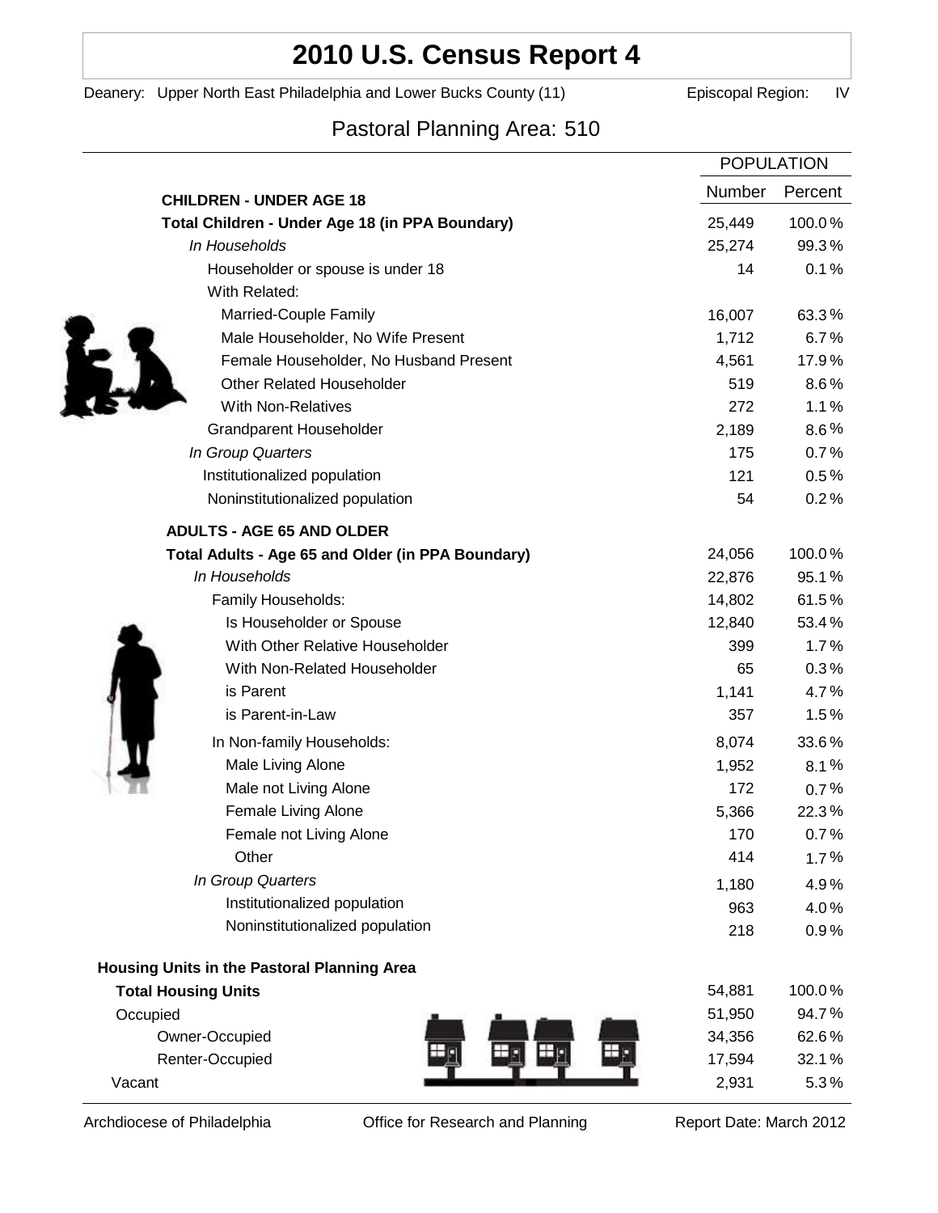# 2010 U.S. Census Report 4

Deanery: Upper North East Philadelphia and Lower Bucks County (11) Episcopal Region: IV

## Pastoral Planning Area: 510

| | POPULATION | |
|---|---|---|
| | Number | Percent |
| **CHILDREN - UNDER AGE 18** | | |
| **Total Children - Under Age 18 (in PPA Boundary)** | 25,449 | 100.0% |
| *In Households* | 25,274 | 99.3% |
| Householder or spouse is under 18 | 14 | 0.1% |
| With Related: | | |
| Married-Couple Family | 16,007 | 63.3% |
| Male Householder, No Wife Present | 1,712 | 6.7% |
| Female Householder, No Husband Present | 4,561 | 17.9% |
| Other Related Householder | 519 | 8.6% |
| With Non-Relatives | 272 | 1.1% |
| Grandparent Householder | 2,189 | 8.6% |
| *In Group Quarters* | 175 | 0.7% |
| Institutionalized population | 121 | 0.5% |
| Noninstitutionalized population | 54 | 0.2% |
| **ADULTS - AGE 65 AND OLDER** | | |
| **Total Adults - Age 65 and Older (in PPA Boundary)** | 24,056 | 100.0% |
| *In Households* | 22,876 | 95.1% |
| Family Households: | 14,802 | 61.5% |
| Is Householder or Spouse | 12,840 | 53.4% |
| With Other Relative Householder | 399 | 1.7% |
| With Non-Related Householder | 65 | 0.3% |
| is Parent | 1,141 | 4.7% |
| is Parent-in-Law | 357 | 1.5% |
| In Non-family Households: | 8,074 | 33.6% |
| Male Living Alone | 1,952 | 8.1% |
| Male not Living Alone | 172 | 0.7% |
| Female Living Alone | 5,366 | 22.3% |
| Female not Living Alone | 170 | 0.7% |
| Other | 414 | 1.7% |
| *In Group Quarters* | 1,180 | 4.9% |
| Institutionalized population | 963 | 4.0% |
| Noninstitutionalized population | 218 | 0.9% |
| **Housing Units in the Pastoral Planning Area** | | |
| **Total Housing Units** | 54,881 | 100.0% |
| Occupied | 51,950 | 94.7% |
| Owner-Occupied | 34,356 | 62.6% |
| Renter-Occupied | 17,594 | 32.1% |
| Vacant | 2,931 | 5.3% |

Archdiocese of Philadelphia | Office for Research and Planning | Report Date: March 2012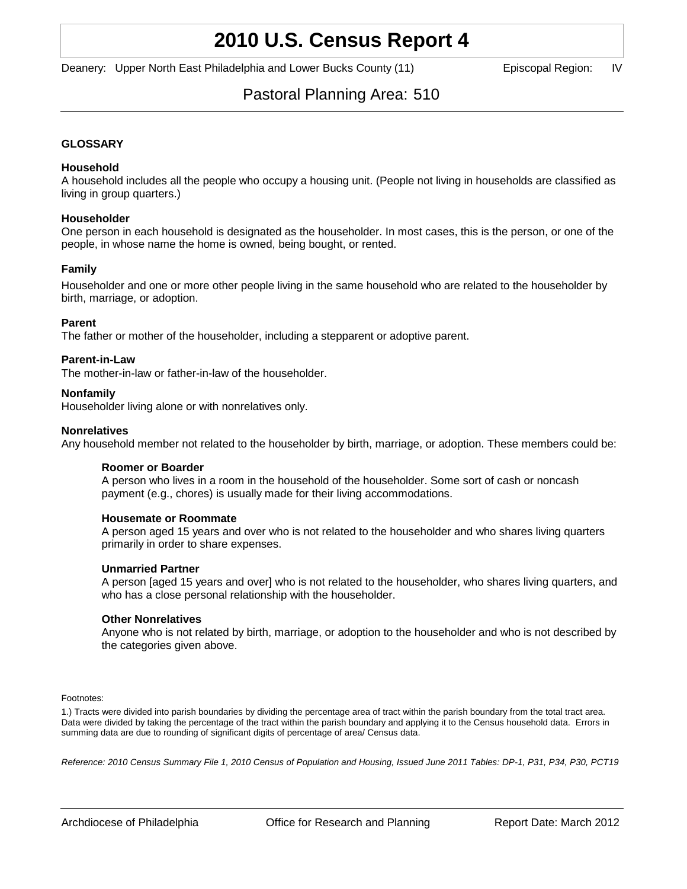# 2010 U.S. Census Report 4

Deanery: Upper North East Philadelphia and Lower Bucks County (11) Episcopal Region: IV

## Pastoral Planning Area: 510

**GLOSSARY**

**Household**
A household includes all the people who occupy a housing unit. (People not living in households are classified as living in group quarters.)

**Householder**
One person in each household is designated as the householder. In most cases, this is the person, or one of the people, in whose name the home is owned, being bought, or rented.

**Family**
Householder and one or more other people living in the same household who are related to the householder by birth, marriage, or adoption.

**Parent**
The father or mother of the householder, including a stepparent or adoptive parent.

**Parent-in-Law**
The mother-in-law or father-in-law of the householder.

**Nonfamily**
Householder living alone or with nonrelatives only.

**Nonrelatives**
Any household member not related to the householder by birth, marriage, or adoption. These members could be:

> **Roomer or Boarder**
> A person who lives in a room in the household of the householder. Some sort of cash or noncash payment (e.g., chores) is usually made for their living accommodations.
>
> **Housemate or Roommate**
> A person aged 15 years and over who is not related to the householder and who shares living quarters primarily in order to share expenses.
>
> **Unmarried Partner**
> A person [aged 15 years and over] who is not related to the householder, who shares living quarters, and who has a close personal relationship with the householder.
>
> **Other Nonrelatives**
> Anyone who is not related by birth, marriage, or adoption to the householder and who is not described by the categories given above.

Footnotes:

1.) Tracts were divided into parish boundaries by dividing the percentage area of tract within the parish boundary from the total tract area. Data were divided by taking the percentage of the tract within the parish boundary and applying it to the Census household data. Errors in summing data are due to rounding of significant digits of percentage of area/ Census data.

*Reference: 2010 Census Summary File 1, 2010 Census of Population and Housing, Issued June 2011 Tables: DP-1, P31, P34, P30, PCT19*

Archdiocese of Philadelphia Office for Research and Planning Report Date: March 2012